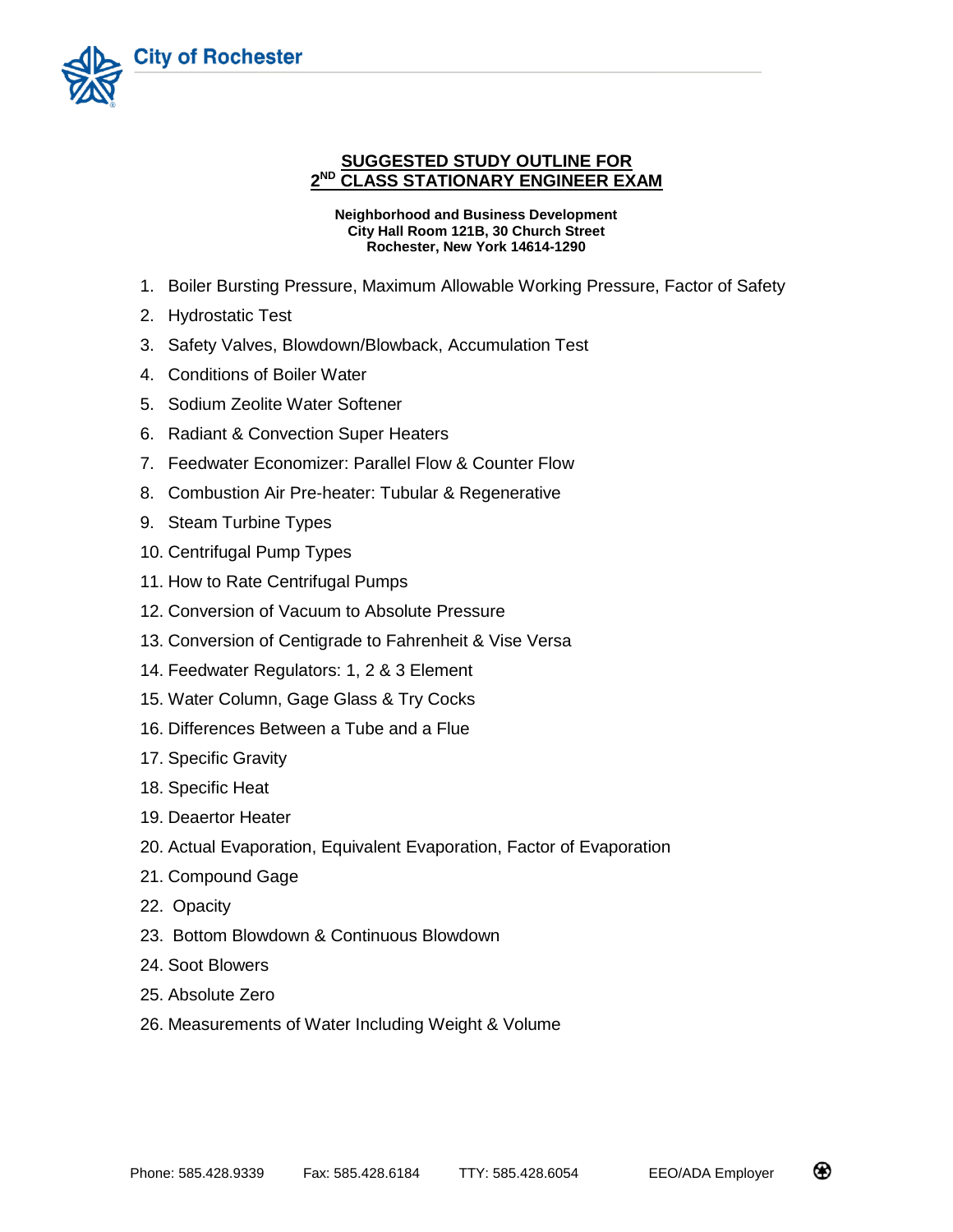City of Rochester

# SUGGESTED STUDY OUTLINE FOR 2ND CLASS STATIONARY ENGINEER EXAM

**Neighborhood and Business Development**
**City Hall Room 121B, 30 Church Street**
**Rochester, New York 14614-1290**

1. Boiler Bursting Pressure, Maximum Allowable Working Pressure, Factor of Safety
2. Hydrostatic Test
3. Safety Valves, Blowdown/Blowback, Accumulation Test
4. Conditions of Boiler Water
5. Sodium Zeolite Water Softener
6. Radiant & Convection Super Heaters
7. Feedwater Economizer: Parallel Flow & Counter Flow
8. Combustion Air Pre-heater: Tubular & Regenerative
9. Steam Turbine Types
10. Centrifugal Pump Types
11. How to Rate Centrifugal Pumps
12. Conversion of Vacuum to Absolute Pressure
13. Conversion of Centigrade to Fahrenheit & Vise Versa
14. Feedwater Regulators: 1, 2 & 3 Element
15. Water Column, Gage Glass & Try Cocks
16. Differences Between a Tube and a Flue
17. Specific Gravity
18. Specific Heat
19. Deaertor Heater
20. Actual Evaporation, Equivalent Evaporation, Factor of Evaporation
21. Compound Gage
22. Opacity
23. Bottom Blowdown & Continuous Blowdown
24. Soot Blowers
25. Absolute Zero
26. Measurements of Water Including Weight & Volume

Phone: 585.428.9339 Fax: 585.428.6184 TTY: 585.428.6054 EEO/ADA Employer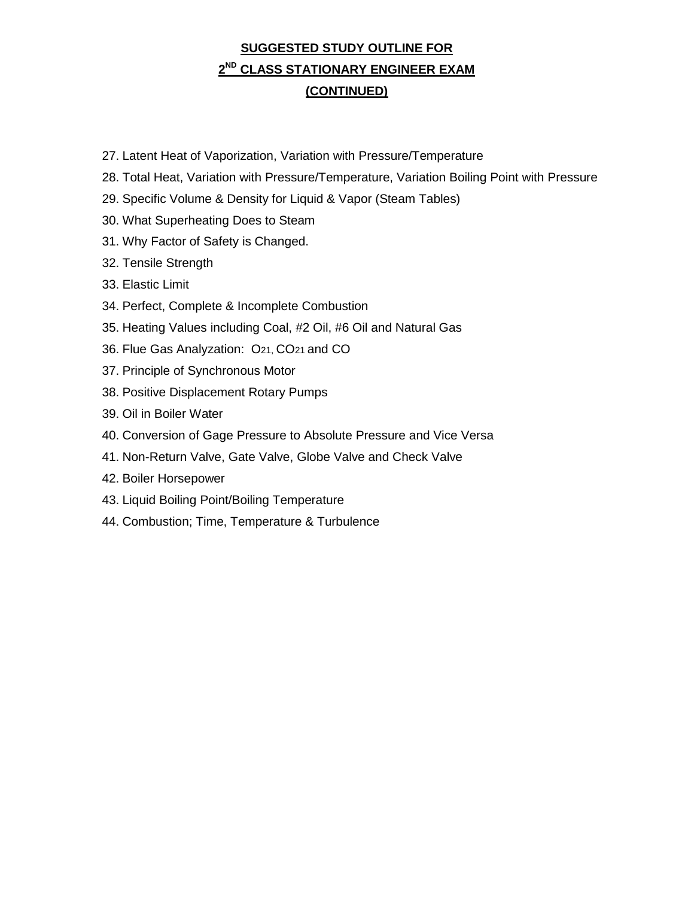# SUGGESTED STUDY OUTLINE FOR 2[ND] CLASS STATIONARY ENGINEER EXAM (CONTINUED)

27. Latent Heat of Vaporization, Variation with Pressure/Temperature
28. Total Heat, Variation with Pressure/Temperature, Variation Boiling Point with Pressure
29. Specific Volume & Density for Liquid & Vapor (Steam Tables)
30. What Superheating Does to Steam
31. Why Factor of Safety is Changed.
32. Tensile Strength
33. Elastic Limit
34. Perfect, Complete & Incomplete Combustion
35. Heating Values including Coal, #2 Oil, #6 Oil and Natural Gas
36. Flue Gas Analyzation: $O_{21}$, $CO_{21}$ and CO
37. Principle of Synchronous Motor
38. Positive Displacement Rotary Pumps
39. Oil in Boiler Water
40. Conversion of Gage Pressure to Absolute Pressure and Vice Versa
41. Non-Return Valve, Gate Valve, Globe Valve and Check Valve
42. Boiler Horsepower
43. Liquid Boiling Point/Boiling Temperature
44. Combustion; Time, Temperature & Turbulence